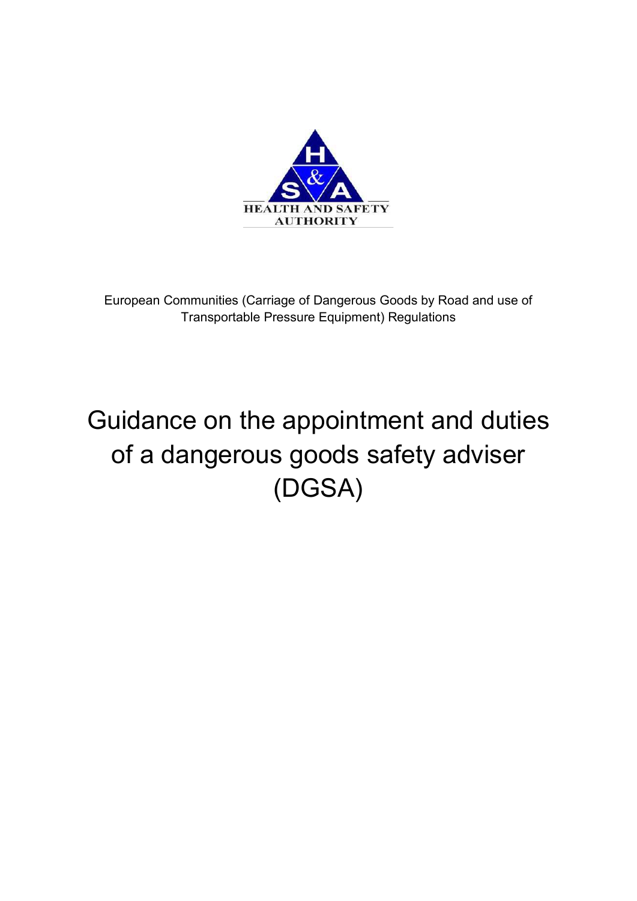HEALTH AND SAFETY AUTHORITY

European Communities (Carriage of Dangerous Goods by Road and use of Transportable Pressure Equipment) Regulations

# Guidance on the appointment and duties of a dangerous goods safety adviser (DGSA)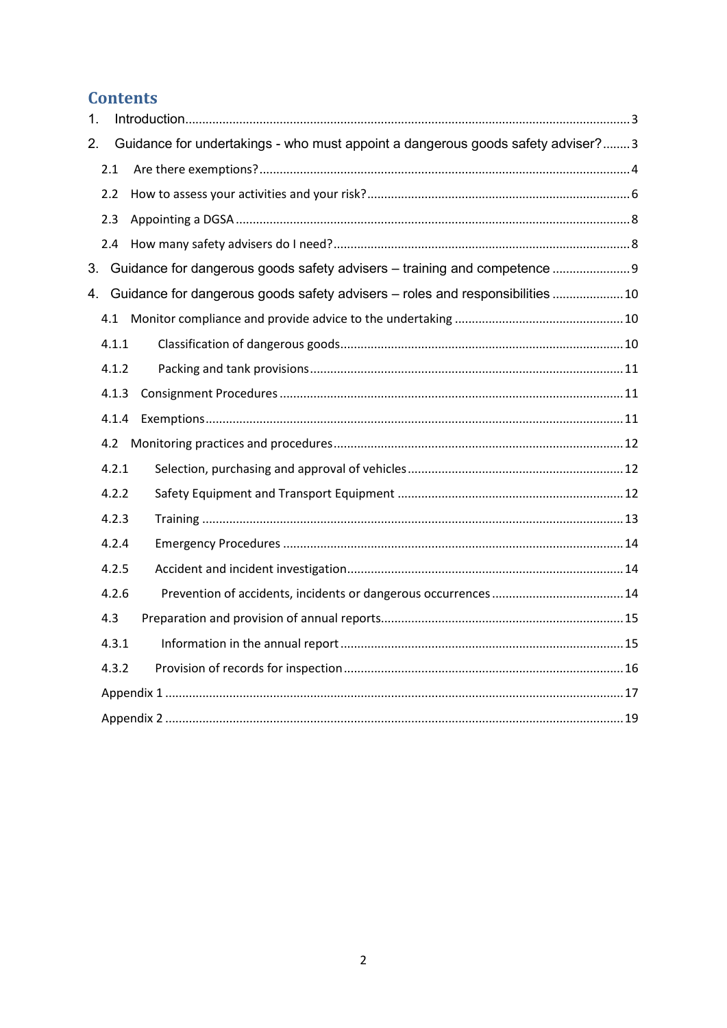## Contents

1. Introduction .......... 3
2. Guidance for undertakings - who must appoint a dangerous goods safety adviser? .......... 3
   - 2.1 Are there exemptions? .......... 4
   - 2.2 How to assess your activities and your risk? .......... 6
   - 2.3 Appointing a DGSA .......... 8
   - 2.4 How many safety advisers do I need? .......... 8
3. Guidance for dangerous goods safety advisers – training and competence .......... 9
4. Guidance for dangerous goods safety advisers – roles and responsibilities .......... 10
   - 4.1 Monitor compliance and provide advice to the undertaking .......... 10
   - 4.1.1 Classification of dangerous goods .......... 10
   - 4.1.2 Packing and tank provisions .......... 11
   - 4.1.3 Consignment Procedures .......... 11
   - 4.1.4 Exemptions .......... 11
   - 4.2 Monitoring practices and procedures .......... 12
   - 4.2.1 Selection, purchasing and approval of vehicles .......... 12
   - 4.2.2 Safety Equipment and Transport Equipment .......... 12
   - 4.2.3 Training .......... 13
   - 4.2.4 Emergency Procedures .......... 14
   - 4.2.5 Accident and incident investigation .......... 14
   - 4.2.6 Prevention of accidents, incidents or dangerous occurrences .......... 14
   - 4.3 Preparation and provision of annual reports .......... 15
   - 4.3.1 Information in the annual report .......... 15
   - 4.3.2 Provision of records for inspection .......... 16
   - Appendix 1 .......... 17
   - Appendix 2 .......... 19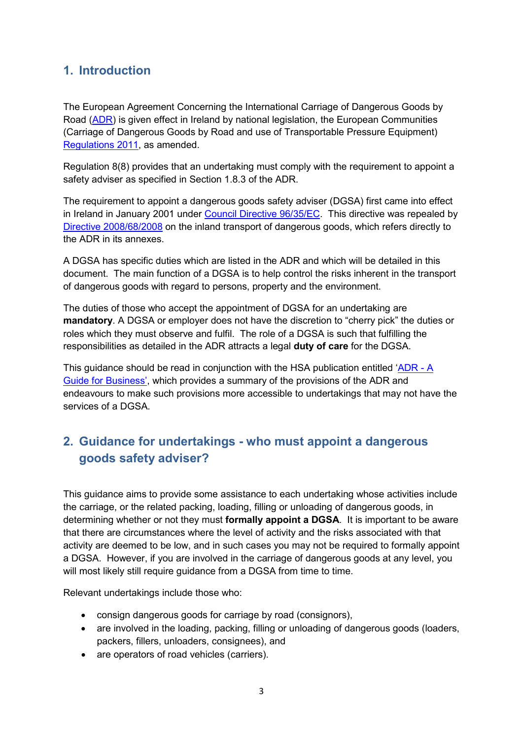## 1. Introduction

The European Agreement Concerning the International Carriage of Dangerous Goods by Road (ADR) is given effect in Ireland by national legislation, the European Communities (Carriage of Dangerous Goods by Road and use of Transportable Pressure Equipment) Regulations 2011, as amended.

Regulation 8(8) provides that an undertaking must comply with the requirement to appoint a safety adviser as specified in Section 1.8.3 of the ADR.

The requirement to appoint a dangerous goods safety adviser (DGSA) first came into effect in Ireland in January 2001 under Council Directive 96/35/EC. This directive was repealed by Directive 2008/68/2008 on the inland transport of dangerous goods, which refers directly to the ADR in its annexes.

A DGSA has specific duties which are listed in the ADR and which will be detailed in this document. The main function of a DGSA is to help control the risks inherent in the transport of dangerous goods with regard to persons, property and the environment.

The duties of those who accept the appointment of DGSA for an undertaking are **mandatory**. A DGSA or employer does not have the discretion to "cherry pick" the duties or roles which they must observe and fulfil. The role of a DGSA is such that fulfilling the responsibilities as detailed in the ADR attracts a legal **duty of care** for the DGSA.

This guidance should be read in conjunction with the HSA publication entitled 'ADR - A Guide for Business', which provides a summary of the provisions of the ADR and endeavours to make such provisions more accessible to undertakings that may not have the services of a DGSA.

## 2. Guidance for undertakings - who must appoint a dangerous goods safety adviser?

This guidance aims to provide some assistance to each undertaking whose activities include the carriage, or the related packing, loading, filling or unloading of dangerous goods, in determining whether or not they must **formally appoint a DGSA**. It is important to be aware that there are circumstances where the level of activity and the risks associated with that activity are deemed to be low, and in such cases you may not be required to formally appoint a DGSA. However, if you are involved in the carriage of dangerous goods at any level, you will most likely still require guidance from a DGSA from time to time.

Relevant undertakings include those who:

- consign dangerous goods for carriage by road (consignors),
- are involved in the loading, packing, filling or unloading of dangerous goods (loaders, packers, fillers, unloaders, consignees), and
- are operators of road vehicles (carriers).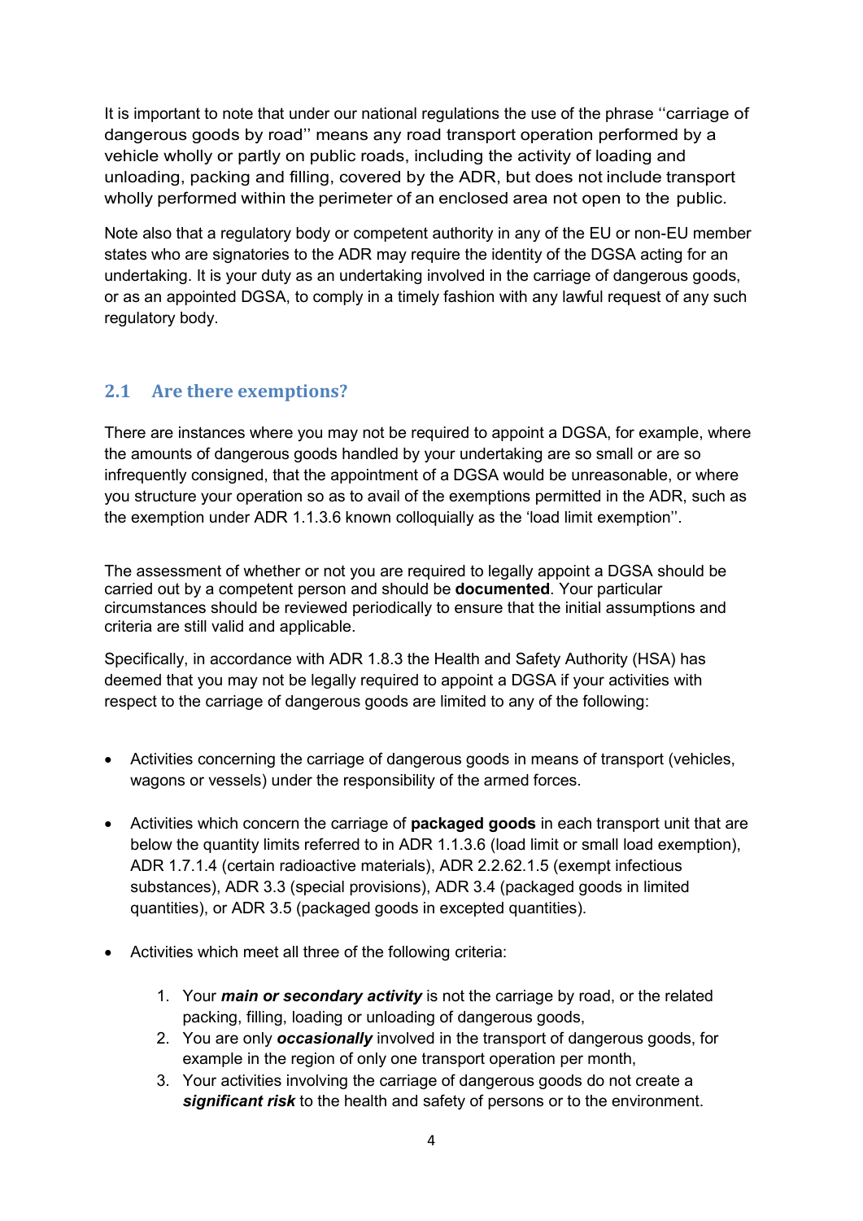It is important to note that under our national regulations the use of the phrase ''carriage of dangerous goods by road'' means any road transport operation performed by a vehicle wholly or partly on public roads, including the activity of loading and unloading, packing and filling, covered by the ADR, but does not include transport wholly performed within the perimeter of an enclosed area not open to the public.

Note also that a regulatory body or competent authority in any of the EU or non-EU member states who are signatories to the ADR may require the identity of the DGSA acting for an undertaking. It is your duty as an undertaking involved in the carriage of dangerous goods, or as an appointed DGSA, to comply in a timely fashion with any lawful request of any such regulatory body.

## 2.1 Are there exemptions?

There are instances where you may not be required to appoint a DGSA, for example, where the amounts of dangerous goods handled by your undertaking are so small or are so infrequently consigned, that the appointment of a DGSA would be unreasonable, or where you structure your operation so as to avail of the exemptions permitted in the ADR, such as the exemption under ADR 1.1.3.6 known colloquially as the 'load limit exemption''.

The assessment of whether or not you are required to legally appoint a DGSA should be carried out by a competent person and should be **documented**. Your particular circumstances should be reviewed periodically to ensure that the initial assumptions and criteria are still valid and applicable.

Specifically, in accordance with ADR 1.8.3 the Health and Safety Authority (HSA) has deemed that you may not be legally required to appoint a DGSA if your activities with respect to the carriage of dangerous goods are limited to any of the following:

- Activities concerning the carriage of dangerous goods in means of transport (vehicles, wagons or vessels) under the responsibility of the armed forces.
- Activities which concern the carriage of **packaged goods** in each transport unit that are below the quantity limits referred to in ADR 1.1.3.6 (load limit or small load exemption), ADR 1.7.1.4 (certain radioactive materials), ADR 2.2.62.1.5 (exempt infectious substances), ADR 3.3 (special provisions), ADR 3.4 (packaged goods in limited quantities), or ADR 3.5 (packaged goods in excepted quantities).
- Activities which meet all three of the following criteria:
  1. Your ***main or secondary activity*** is not the carriage by road, or the related packing, filling, loading or unloading of dangerous goods,
  2. You are only ***occasionally*** involved in the transport of dangerous goods, for example in the region of only one transport operation per month,
  3. Your activities involving the carriage of dangerous goods do not create a ***significant risk*** to the health and safety of persons or to the environment.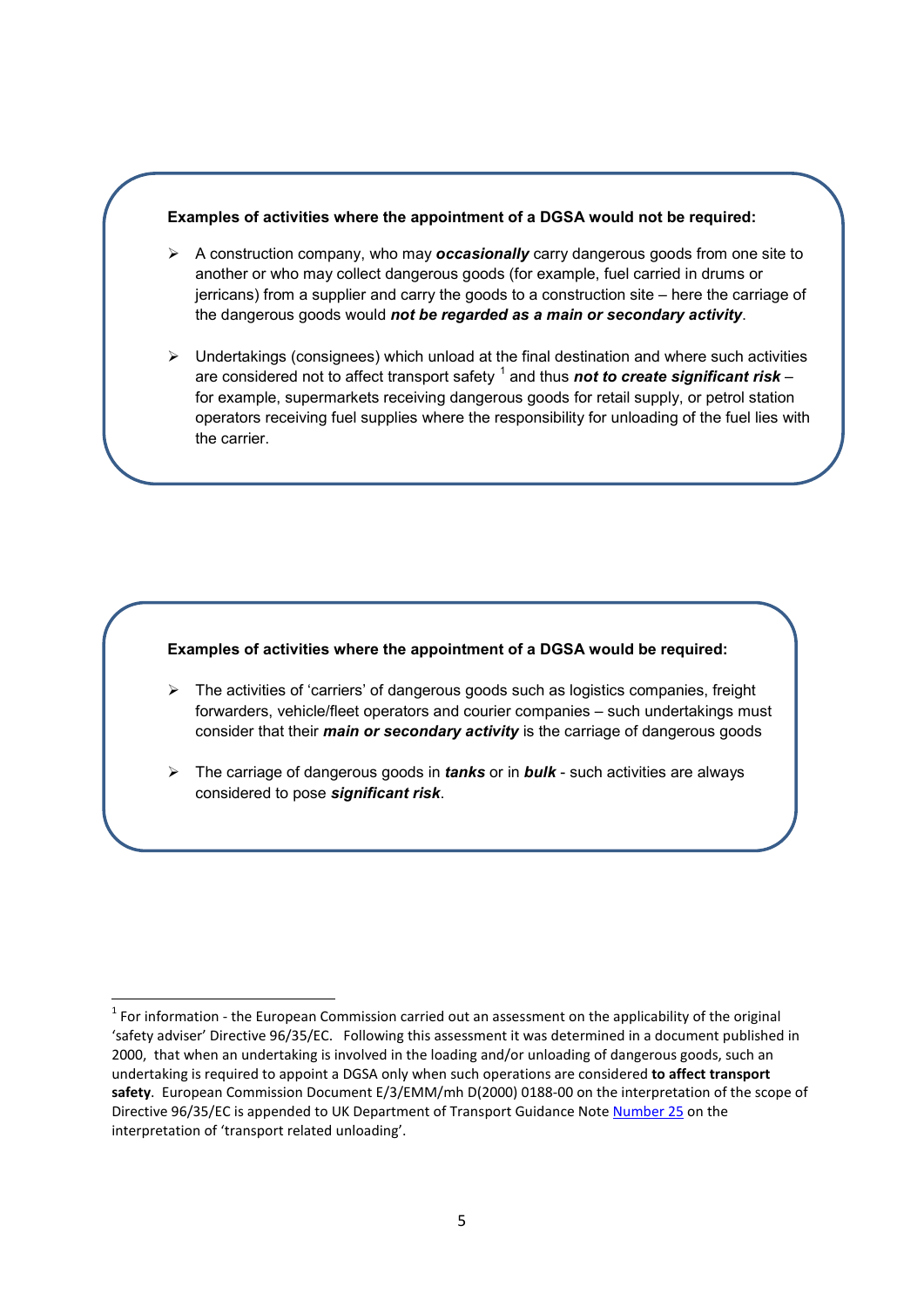**Examples of activities where the appointment of a DGSA would not be required:**

- A construction company, who may ***occasionally*** carry dangerous goods from one site to another or who may collect dangerous goods (for example, fuel carried in drums or jerricans) from a supplier and carry the goods to a construction site – here the carriage of the dangerous goods would ***not be regarded as a main or secondary activity***.

- Undertakings (consignees) which unload at the final destination and where such activities are considered not to affect transport safety [1] and thus ***not to create significant risk*** – for example, supermarkets receiving dangerous goods for retail supply, or petrol station operators receiving fuel supplies where the responsibility for unloading of the fuel lies with the carrier.

**Examples of activities where the appointment of a DGSA would be required:**

- The activities of 'carriers' of dangerous goods such as logistics companies, freight forwarders, vehicle/fleet operators and courier companies – such undertakings must consider that their ***main or secondary activity*** is the carriage of dangerous goods

- The carriage of dangerous goods in ***tanks*** or in ***bulk*** - such activities are always considered to pose ***significant risk***.

---

[1] For information - the European Commission carried out an assessment on the applicability of the original 'safety adviser' Directive 96/35/EC. Following this assessment it was determined in a document published in 2000, that when an undertaking is involved in the loading and/or unloading of dangerous goods, such an undertaking is required to appoint a DGSA only when such operations are considered **to affect transport safety**. European Commission Document E/3/EMM/mh D(2000) 0188-00 on the interpretation of the scope of Directive 96/35/EC is appended to UK Department of Transport Guidance Note Number 25 on the interpretation of 'transport related unloading'.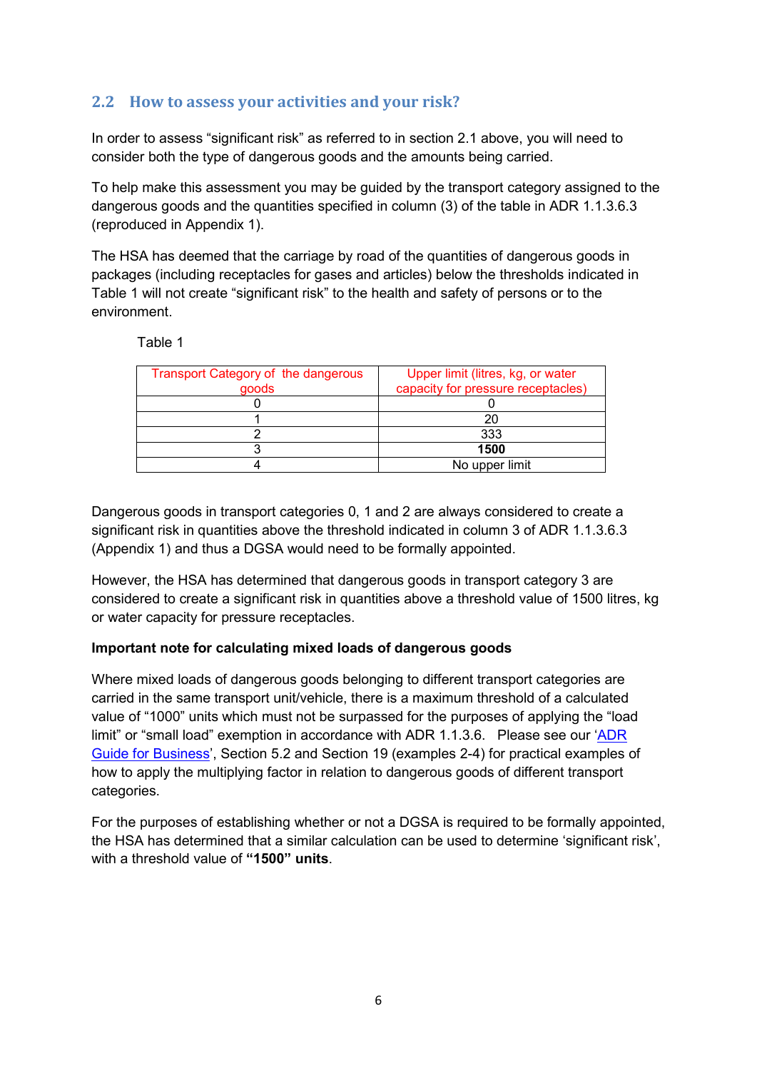## 2.2 How to assess your activities and your risk?

In order to assess "significant risk" as referred to in section 2.1 above, you will need to consider both the type of dangerous goods and the amounts being carried.

To help make this assessment you may be guided by the transport category assigned to the dangerous goods and the quantities specified in column (3) of the table in ADR 1.1.3.6.3 (reproduced in Appendix 1).

The HSA has deemed that the carriage by road of the quantities of dangerous goods in packages (including receptacles for gases and articles) below the thresholds indicated in Table 1 will not create "significant risk" to the health and safety of persons or to the environment.

Table 1

| Transport Category of the dangerous goods | Upper limit (litres, kg, or water capacity for pressure receptacles) |
|---|---|
| 0 | 0 |
| 1 | 20 |
| 2 | 333 |
| 3 | **1500** |
| 4 | No upper limit |

Dangerous goods in transport categories 0, 1 and 2 are always considered to create a significant risk in quantities above the threshold indicated in column 3 of ADR 1.1.3.6.3 (Appendix 1) and thus a DGSA would need to be formally appointed.

However, the HSA has determined that dangerous goods in transport category 3 are considered to create a significant risk in quantities above a threshold value of 1500 litres, kg or water capacity for pressure receptacles.

**Important note for calculating mixed loads of dangerous goods**

Where mixed loads of dangerous goods belonging to different transport categories are carried in the same transport unit/vehicle, there is a maximum threshold of a calculated value of "1000" units which must not be surpassed for the purposes of applying the "load limit" or "small load" exemption in accordance with ADR 1.1.3.6. Please see our 'ADR Guide for Business', Section 5.2 and Section 19 (examples 2-4) for practical examples of how to apply the multiplying factor in relation to dangerous goods of different transport categories.

For the purposes of establishing whether or not a DGSA is required to be formally appointed, the HSA has determined that a similar calculation can be used to determine 'significant risk', with a threshold value of **"1500" units**.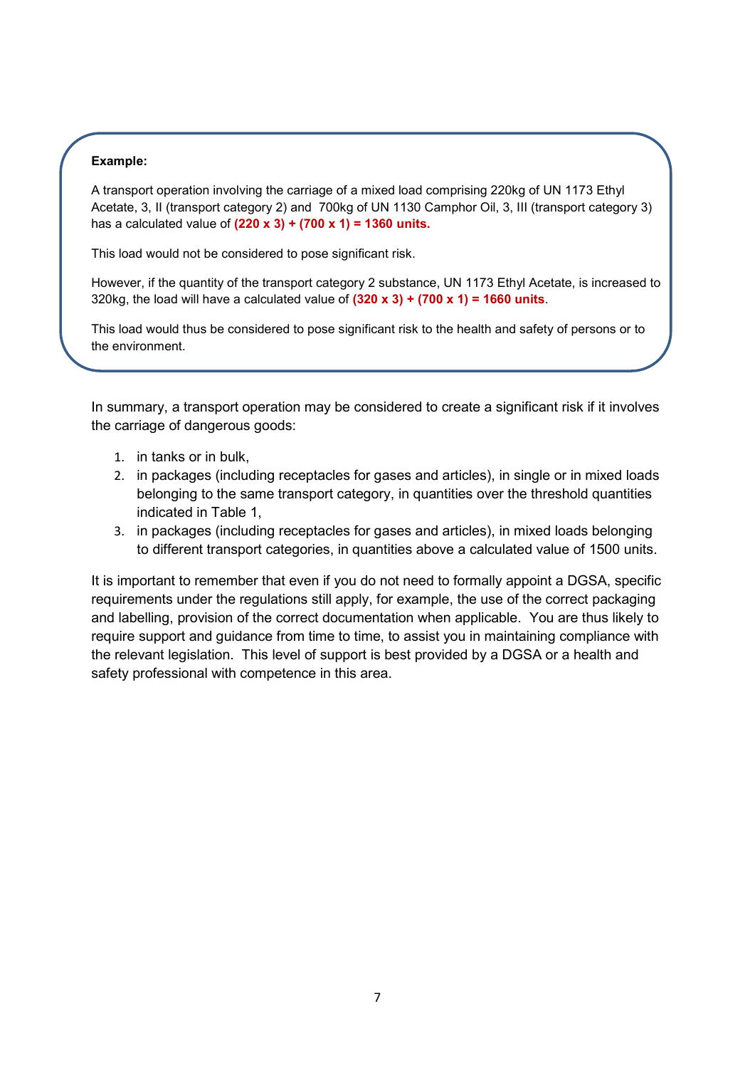**Example:**

A transport operation involving the carriage of a mixed load comprising 220kg of UN 1173 Ethyl Acetate, 3, II (transport category 2) and 700kg of UN 1130 Camphor Oil, 3, III (transport category 3) has a calculated value of **(220 x 3) + (700 x 1) = 1360 units.**

This load would not be considered to pose significant risk.

However, if the quantity of the transport category 2 substance, UN 1173 Ethyl Acetate, is increased to 320kg, the load will have a calculated value of **(320 x 3) + (700 x 1) = 1660 units**.

This load would thus be considered to pose significant risk to the health and safety of persons or to the environment.

In summary, a transport operation may be considered to create a significant risk if it involves the carriage of dangerous goods:

1. in tanks or in bulk,
2. in packages (including receptacles for gases and articles), in single or in mixed loads belonging to the same transport category, in quantities over the threshold quantities indicated in Table 1,
3. in packages (including receptacles for gases and articles), in mixed loads belonging to different transport categories, in quantities above a calculated value of 1500 units.

It is important to remember that even if you do not need to formally appoint a DGSA, specific requirements under the regulations still apply, for example, the use of the correct packaging and labelling, provision of the correct documentation when applicable. You are thus likely to require support and guidance from time to time, to assist you in maintaining compliance with the relevant legislation. This level of support is best provided by a DGSA or a health and safety professional with competence in this area.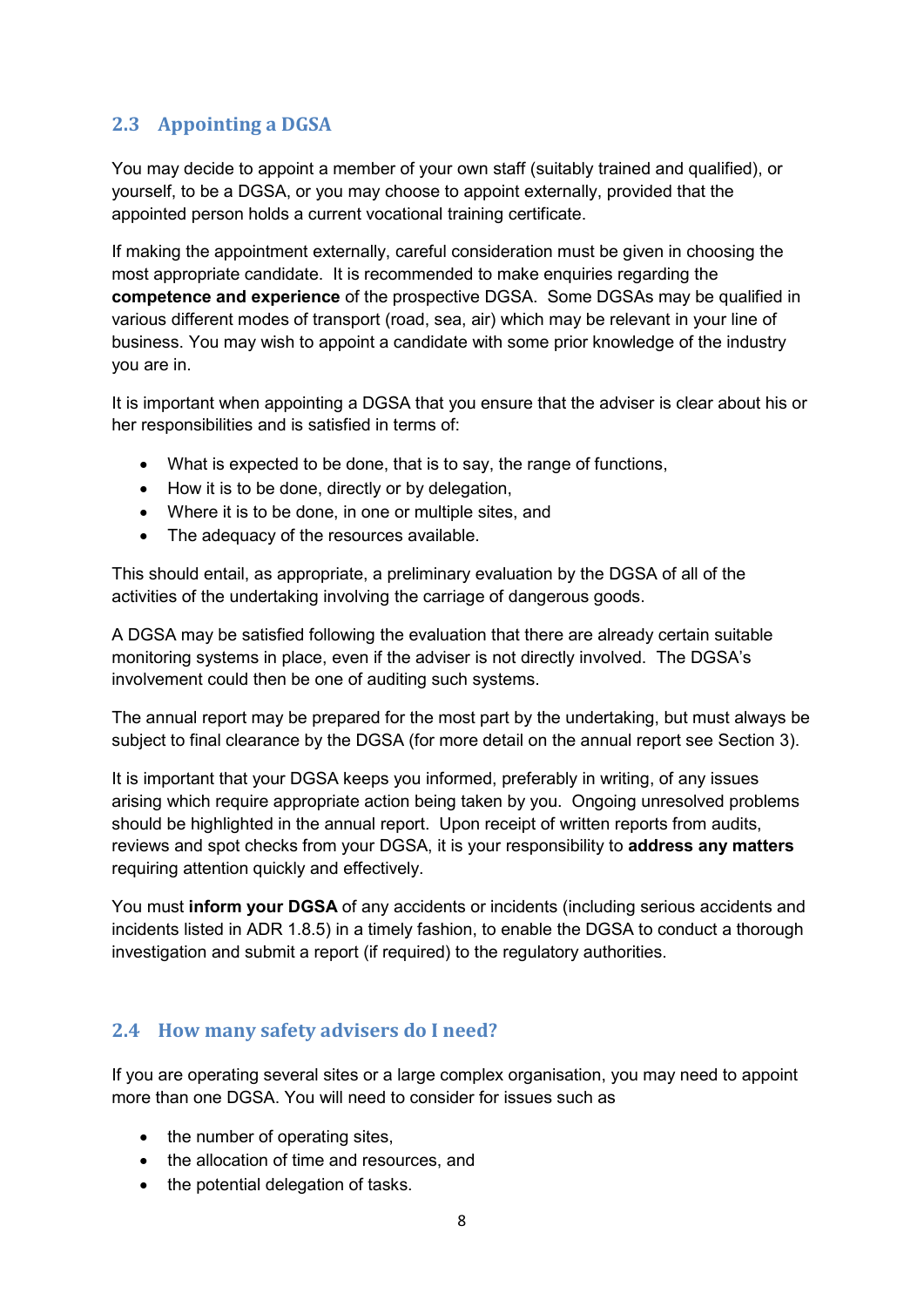## 2.3 Appointing a DGSA

You may decide to appoint a member of your own staff (suitably trained and qualified), or yourself, to be a DGSA, or you may choose to appoint externally, provided that the appointed person holds a current vocational training certificate.

If making the appointment externally, careful consideration must be given in choosing the most appropriate candidate. It is recommended to make enquiries regarding the **competence and experience** of the prospective DGSA. Some DGSAs may be qualified in various different modes of transport (road, sea, air) which may be relevant in your line of business. You may wish to appoint a candidate with some prior knowledge of the industry you are in.

It is important when appointing a DGSA that you ensure that the adviser is clear about his or her responsibilities and is satisfied in terms of:

- What is expected to be done, that is to say, the range of functions,
- How it is to be done, directly or by delegation,
- Where it is to be done, in one or multiple sites, and
- The adequacy of the resources available.

This should entail, as appropriate, a preliminary evaluation by the DGSA of all of the activities of the undertaking involving the carriage of dangerous goods.

A DGSA may be satisfied following the evaluation that there are already certain suitable monitoring systems in place, even if the adviser is not directly involved. The DGSA's involvement could then be one of auditing such systems.

The annual report may be prepared for the most part by the undertaking, but must always be subject to final clearance by the DGSA (for more detail on the annual report see Section 3).

It is important that your DGSA keeps you informed, preferably in writing, of any issues arising which require appropriate action being taken by you. Ongoing unresolved problems should be highlighted in the annual report. Upon receipt of written reports from audits, reviews and spot checks from your DGSA, it is your responsibility to **address any matters** requiring attention quickly and effectively.

You must **inform your DGSA** of any accidents or incidents (including serious accidents and incidents listed in ADR 1.8.5) in a timely fashion, to enable the DGSA to conduct a thorough investigation and submit a report (if required) to the regulatory authorities.

## 2.4 How many safety advisers do I need?

If you are operating several sites or a large complex organisation, you may need to appoint more than one DGSA. You will need to consider for issues such as

- the number of operating sites,
- the allocation of time and resources, and
- the potential delegation of tasks.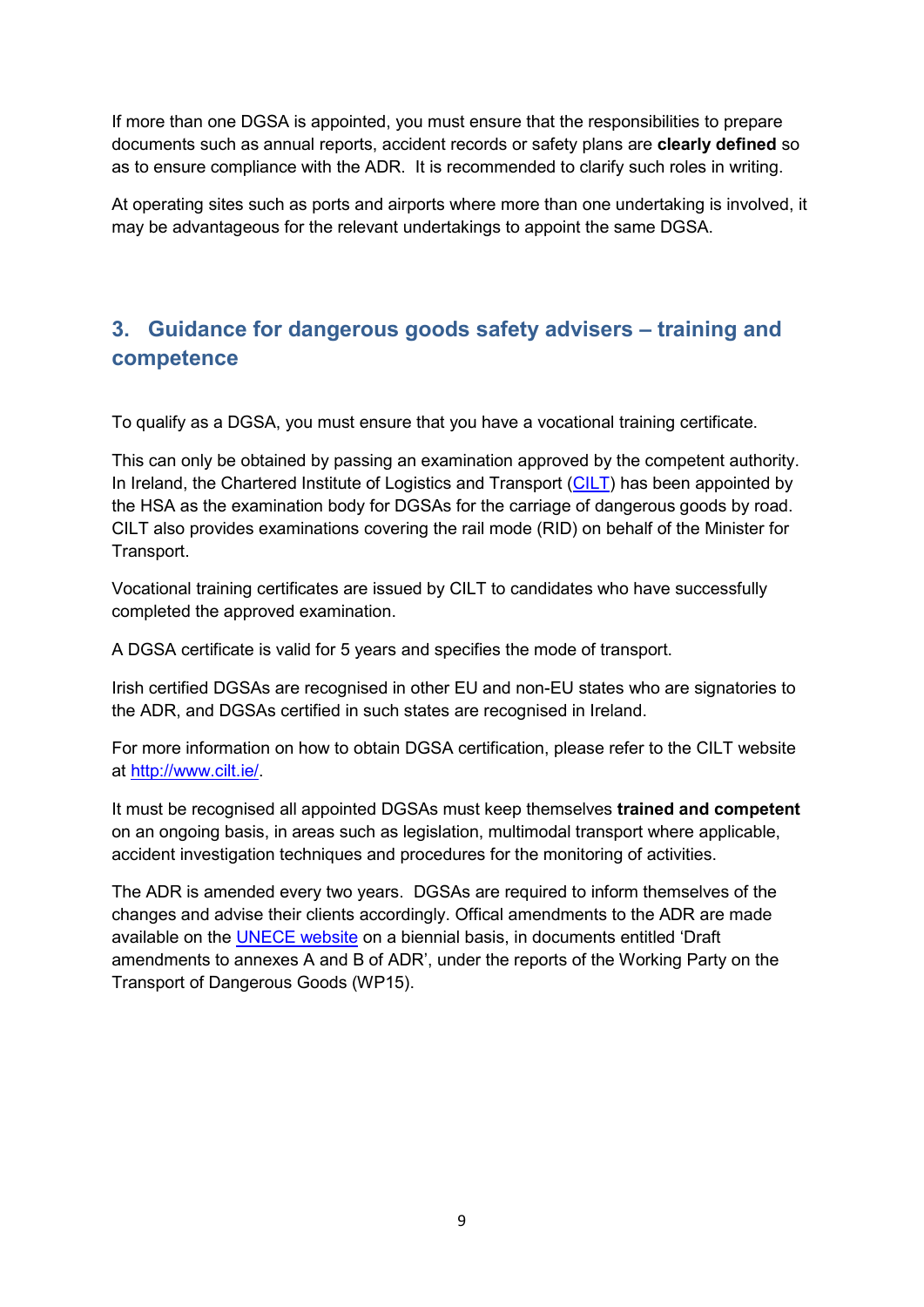If more than one DGSA is appointed, you must ensure that the responsibilities to prepare documents such as annual reports, accident records or safety plans are **clearly defined** so as to ensure compliance with the ADR. It is recommended to clarify such roles in writing.

At operating sites such as ports and airports where more than one undertaking is involved, it may be advantageous for the relevant undertakings to appoint the same DGSA.

## 3. Guidance for dangerous goods safety advisers – training and competence

To qualify as a DGSA, you must ensure that you have a vocational training certificate.

This can only be obtained by passing an examination approved by the competent authority. In Ireland, the Chartered Institute of Logistics and Transport (CILT) has been appointed by the HSA as the examination body for DGSAs for the carriage of dangerous goods by road. CILT also provides examinations covering the rail mode (RID) on behalf of the Minister for Transport.

Vocational training certificates are issued by CILT to candidates who have successfully completed the approved examination.

A DGSA certificate is valid for 5 years and specifies the mode of transport.

Irish certified DGSAs are recognised in other EU and non-EU states who are signatories to the ADR, and DGSAs certified in such states are recognised in Ireland.

For more information on how to obtain DGSA certification, please refer to the CILT website at http://www.cilt.ie/.

It must be recognised all appointed DGSAs must keep themselves **trained and competent** on an ongoing basis, in areas such as legislation, multimodal transport where applicable, accident investigation techniques and procedures for the monitoring of activities.

The ADR is amended every two years. DGSAs are required to inform themselves of the changes and advise their clients accordingly. Offical amendments to the ADR are made available on the UNECE website on a biennial basis, in documents entitled 'Draft amendments to annexes A and B of ADR', under the reports of the Working Party on the Transport of Dangerous Goods (WP15).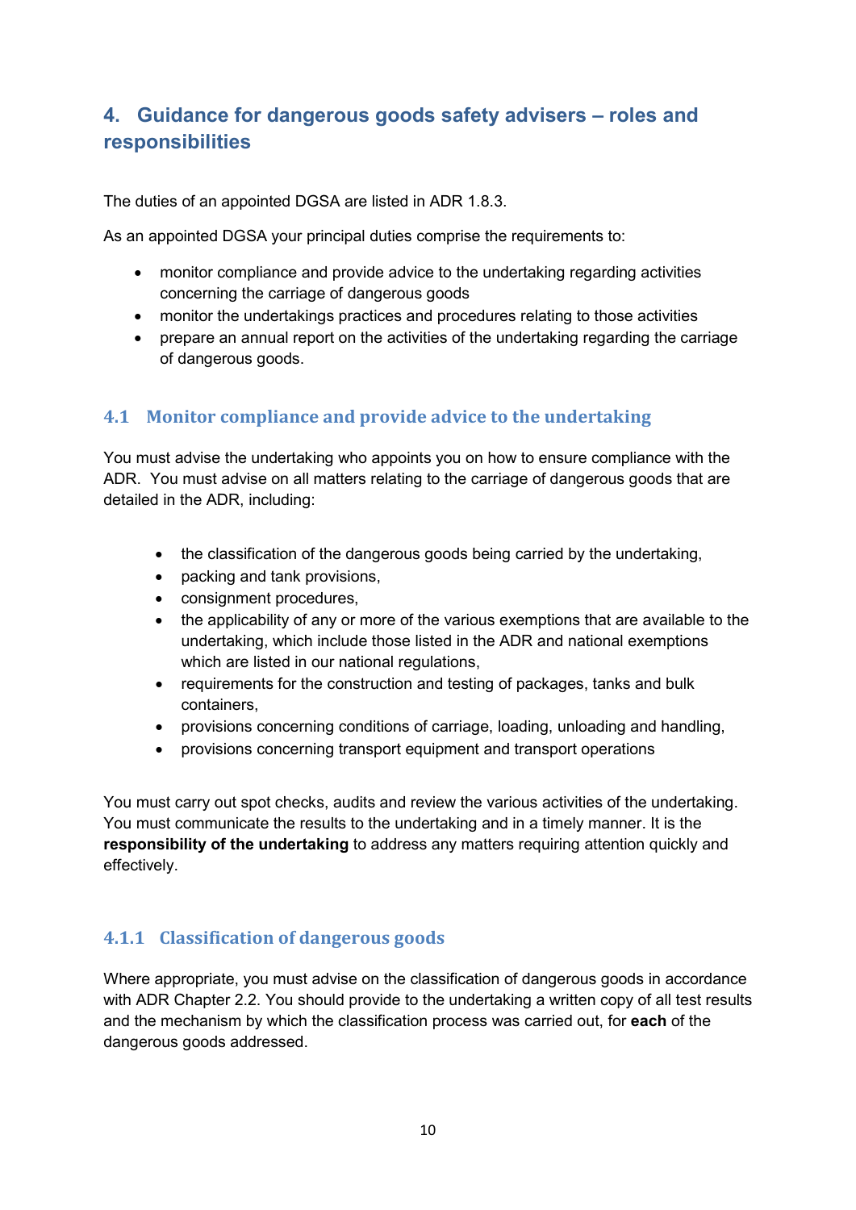## 4. Guidance for dangerous goods safety advisers – roles and responsibilities

The duties of an appointed DGSA are listed in ADR 1.8.3.

As an appointed DGSA your principal duties comprise the requirements to:

- monitor compliance and provide advice to the undertaking regarding activities concerning the carriage of dangerous goods
- monitor the undertakings practices and procedures relating to those activities
- prepare an annual report on the activities of the undertaking regarding the carriage of dangerous goods.

### 4.1 Monitor compliance and provide advice to the undertaking

You must advise the undertaking who appoints you on how to ensure compliance with the ADR. You must advise on all matters relating to the carriage of dangerous goods that are detailed in the ADR, including:

- the classification of the dangerous goods being carried by the undertaking,
- packing and tank provisions,
- consignment procedures,
- the applicability of any or more of the various exemptions that are available to the undertaking, which include those listed in the ADR and national exemptions which are listed in our national regulations,
- requirements for the construction and testing of packages, tanks and bulk containers,
- provisions concerning conditions of carriage, loading, unloading and handling,
- provisions concerning transport equipment and transport operations

You must carry out spot checks, audits and review the various activities of the undertaking. You must communicate the results to the undertaking and in a timely manner. It is the **responsibility of the undertaking** to address any matters requiring attention quickly and effectively.

#### 4.1.1 Classification of dangerous goods

Where appropriate, you must advise on the classification of dangerous goods in accordance with ADR Chapter 2.2. You should provide to the undertaking a written copy of all test results and the mechanism by which the classification process was carried out, for **each** of the dangerous goods addressed.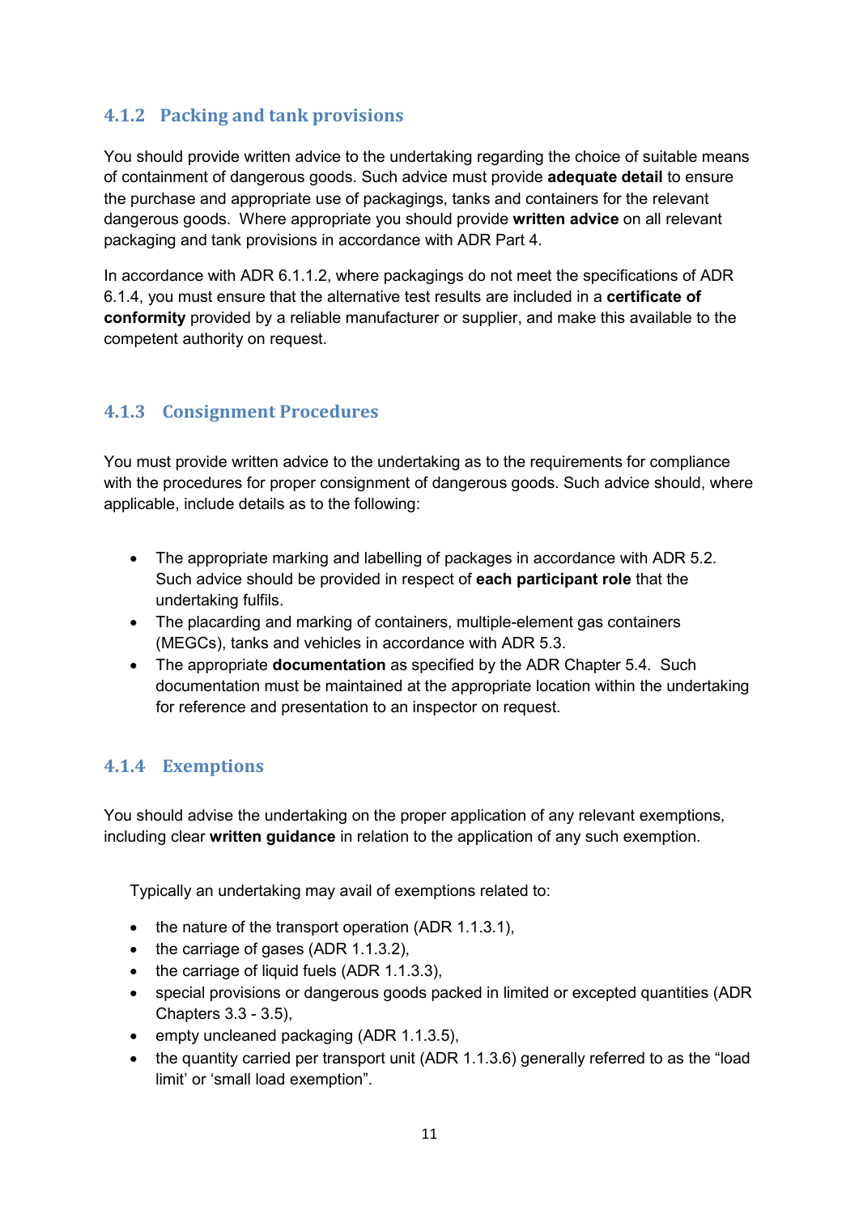### 4.1.2 Packing and tank provisions

You should provide written advice to the undertaking regarding the choice of suitable means of containment of dangerous goods. Such advice must provide **adequate detail** to ensure the purchase and appropriate use of packagings, tanks and containers for the relevant dangerous goods. Where appropriate you should provide **written advice** on all relevant packaging and tank provisions in accordance with ADR Part 4.

In accordance with ADR 6.1.1.2, where packagings do not meet the specifications of ADR 6.1.4, you must ensure that the alternative test results are included in a **certificate of conformity** provided by a reliable manufacturer or supplier, and make this available to the competent authority on request.

### 4.1.3 Consignment Procedures

You must provide written advice to the undertaking as to the requirements for compliance with the procedures for proper consignment of dangerous goods. Such advice should, where applicable, include details as to the following:

- The appropriate marking and labelling of packages in accordance with ADR 5.2. Such advice should be provided in respect of **each participant role** that the undertaking fulfils.
- The placarding and marking of containers, multiple-element gas containers (MEGCs), tanks and vehicles in accordance with ADR 5.3.
- The appropriate **documentation** as specified by the ADR Chapter 5.4. Such documentation must be maintained at the appropriate location within the undertaking for reference and presentation to an inspector on request.

### 4.1.4 Exemptions

You should advise the undertaking on the proper application of any relevant exemptions, including clear **written guidance** in relation to the application of any such exemption.

Typically an undertaking may avail of exemptions related to:

- the nature of the transport operation (ADR 1.1.3.1),
- the carriage of gases (ADR 1.1.3.2),
- the carriage of liquid fuels (ADR 1.1.3.3),
- special provisions or dangerous goods packed in limited or excepted quantities (ADR Chapters 3.3 - 3.5),
- empty uncleaned packaging (ADR 1.1.3.5),
- the quantity carried per transport unit (ADR 1.1.3.6) generally referred to as the "load limit' or 'small load exemption".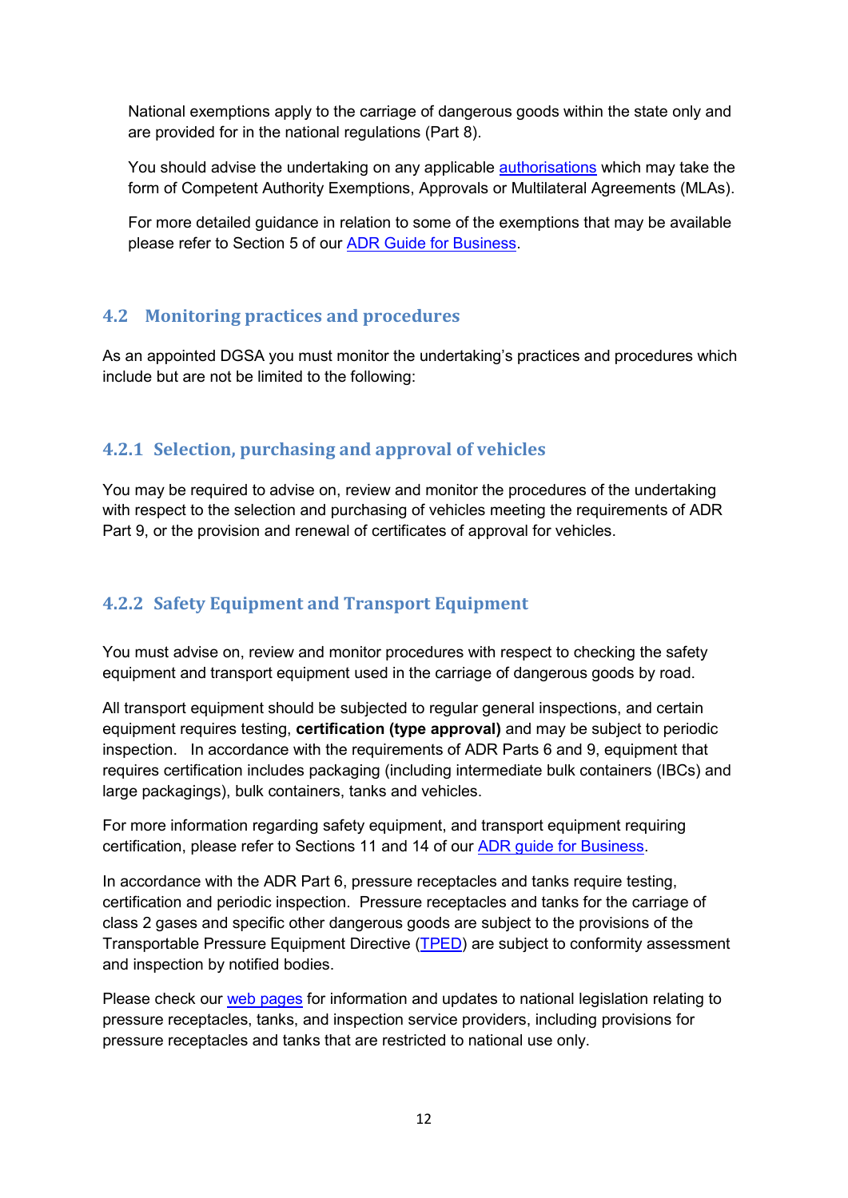National exemptions apply to the carriage of dangerous goods within the state only and are provided for in the national regulations (Part 8).

You should advise the undertaking on any applicable authorisations which may take the form of Competent Authority Exemptions, Approvals or Multilateral Agreements (MLAs).

For more detailed guidance in relation to some of the exemptions that may be available please refer to Section 5 of our ADR Guide for Business.

## 4.2 Monitoring practices and procedures

As an appointed DGSA you must monitor the undertaking's practices and procedures which include but are not be limited to the following:

### 4.2.1 Selection, purchasing and approval of vehicles

You may be required to advise on, review and monitor the procedures of the undertaking with respect to the selection and purchasing of vehicles meeting the requirements of ADR Part 9, or the provision and renewal of certificates of approval for vehicles.

### 4.2.2 Safety Equipment and Transport Equipment

You must advise on, review and monitor procedures with respect to checking the safety equipment and transport equipment used in the carriage of dangerous goods by road.

All transport equipment should be subjected to regular general inspections, and certain equipment requires testing, **certification (type approval)** and may be subject to periodic inspection. In accordance with the requirements of ADR Parts 6 and 9, equipment that requires certification includes packaging (including intermediate bulk containers (IBCs) and large packagings), bulk containers, tanks and vehicles.

For more information regarding safety equipment, and transport equipment requiring certification, please refer to Sections 11 and 14 of our ADR guide for Business.

In accordance with the ADR Part 6, pressure receptacles and tanks require testing, certification and periodic inspection. Pressure receptacles and tanks for the carriage of class 2 gases and specific other dangerous goods are subject to the provisions of the Transportable Pressure Equipment Directive (TPED) are subject to conformity assessment and inspection by notified bodies.

Please check our web pages for information and updates to national legislation relating to pressure receptacles, tanks, and inspection service providers, including provisions for pressure receptacles and tanks that are restricted to national use only.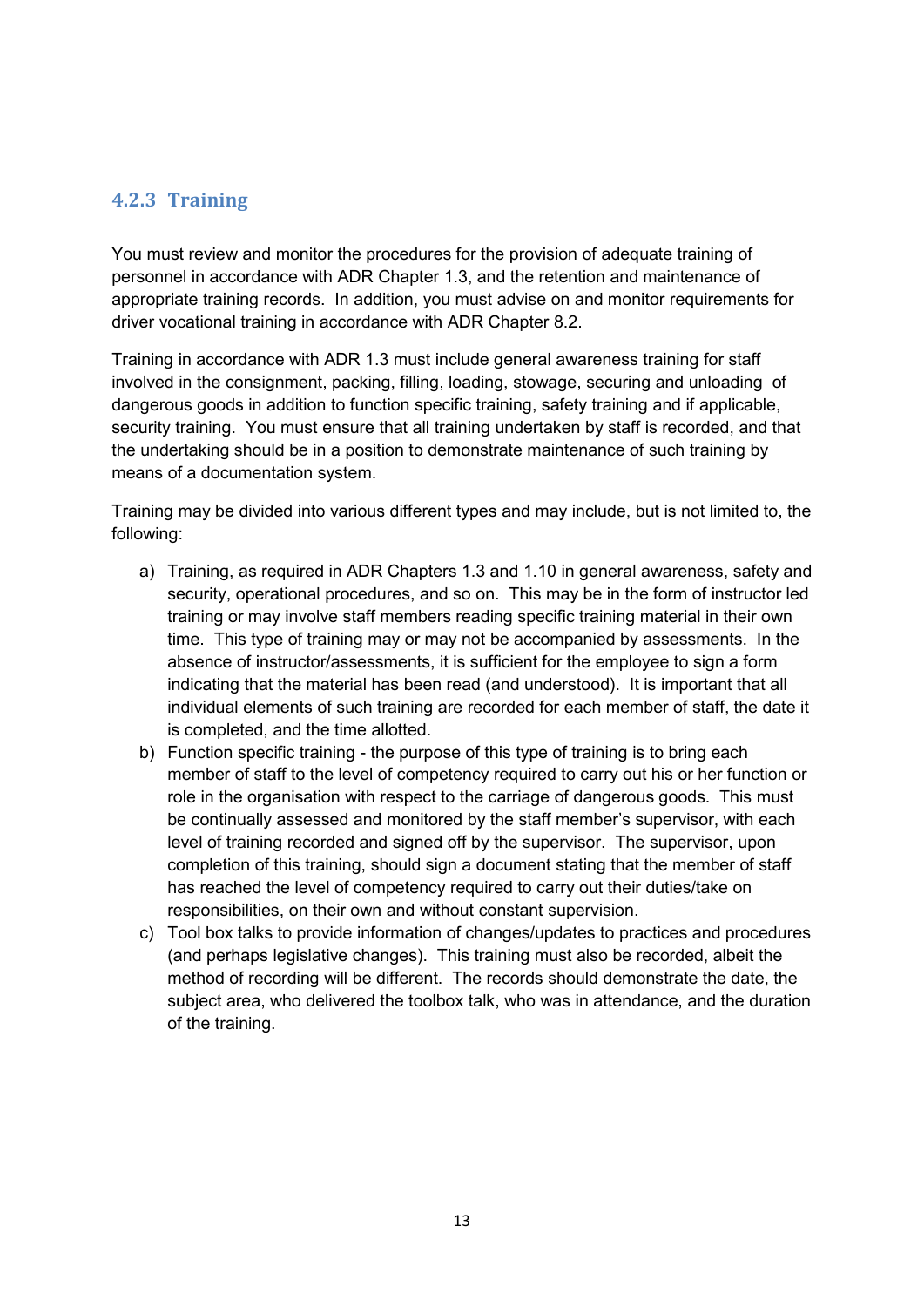### 4.2.3 Training

You must review and monitor the procedures for the provision of adequate training of personnel in accordance with ADR Chapter 1.3, and the retention and maintenance of appropriate training records. In addition, you must advise on and monitor requirements for driver vocational training in accordance with ADR Chapter 8.2.

Training in accordance with ADR 1.3 must include general awareness training for staff involved in the consignment, packing, filling, loading, stowage, securing and unloading of dangerous goods in addition to function specific training, safety training and if applicable, security training. You must ensure that all training undertaken by staff is recorded, and that the undertaking should be in a position to demonstrate maintenance of such training by means of a documentation system.

Training may be divided into various different types and may include, but is not limited to, the following:

a) Training, as required in ADR Chapters 1.3 and 1.10 in general awareness, safety and security, operational procedures, and so on. This may be in the form of instructor led training or may involve staff members reading specific training material in their own time. This type of training may or may not be accompanied by assessments. In the absence of instructor/assessments, it is sufficient for the employee to sign a form indicating that the material has been read (and understood). It is important that all individual elements of such training are recorded for each member of staff, the date it is completed, and the time allotted.

b) Function specific training - the purpose of this type of training is to bring each member of staff to the level of competency required to carry out his or her function or role in the organisation with respect to the carriage of dangerous goods. This must be continually assessed and monitored by the staff member's supervisor, with each level of training recorded and signed off by the supervisor. The supervisor, upon completion of this training, should sign a document stating that the member of staff has reached the level of competency required to carry out their duties/take on responsibilities, on their own and without constant supervision.

c) Tool box talks to provide information of changes/updates to practices and procedures (and perhaps legislative changes). This training must also be recorded, albeit the method of recording will be different. The records should demonstrate the date, the subject area, who delivered the toolbox talk, who was in attendance, and the duration of the training.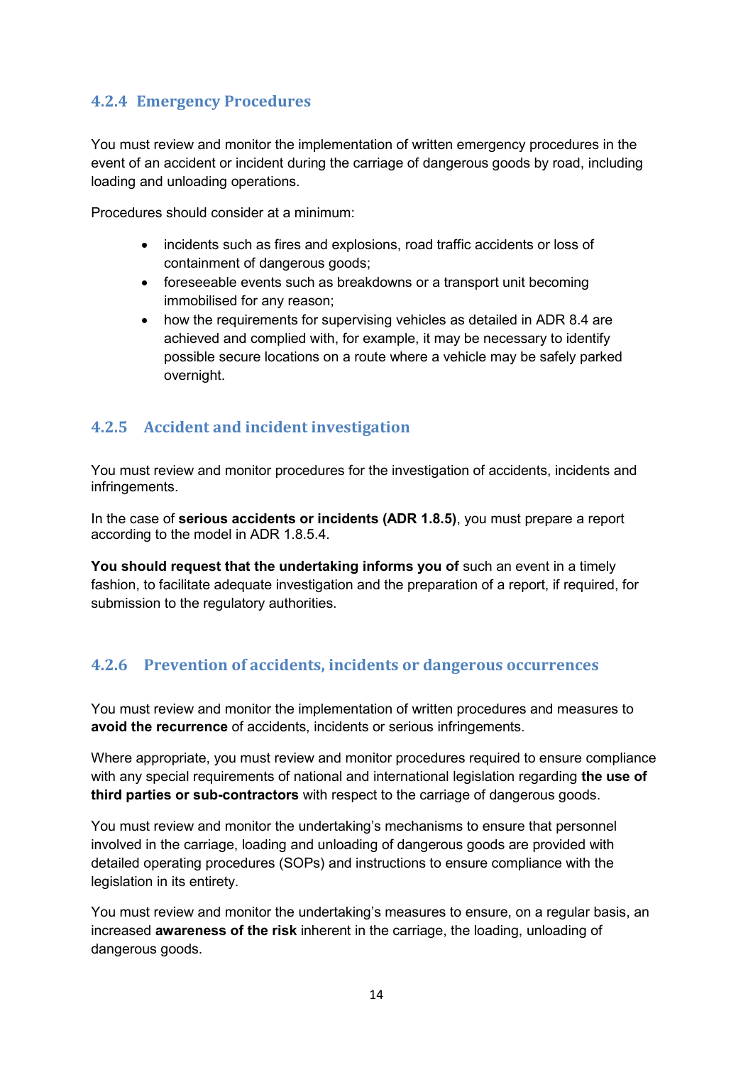### 4.2.4 Emergency Procedures

You must review and monitor the implementation of written emergency procedures in the event of an accident or incident during the carriage of dangerous goods by road, including loading and unloading operations.

Procedures should consider at a minimum:

- incidents such as fires and explosions, road traffic accidents or loss of containment of dangerous goods;
- foreseeable events such as breakdowns or a transport unit becoming immobilised for any reason;
- how the requirements for supervising vehicles as detailed in ADR 8.4 are achieved and complied with, for example, it may be necessary to identify possible secure locations on a route where a vehicle may be safely parked overnight.

### 4.2.5 Accident and incident investigation

You must review and monitor procedures for the investigation of accidents, incidents and infringements.

In the case of **serious accidents or incidents (ADR 1.8.5)**, you must prepare a report according to the model in ADR 1.8.5.4.

**You should request that the undertaking informs you of** such an event in a timely fashion, to facilitate adequate investigation and the preparation of a report, if required, for submission to the regulatory authorities.

### 4.2.6 Prevention of accidents, incidents or dangerous occurrences

You must review and monitor the implementation of written procedures and measures to **avoid the recurrence** of accidents, incidents or serious infringements.

Where appropriate, you must review and monitor procedures required to ensure compliance with any special requirements of national and international legislation regarding **the use of third parties or sub-contractors** with respect to the carriage of dangerous goods.

You must review and monitor the undertaking's mechanisms to ensure that personnel involved in the carriage, loading and unloading of dangerous goods are provided with detailed operating procedures (SOPs) and instructions to ensure compliance with the legislation in its entirety.

You must review and monitor the undertaking's measures to ensure, on a regular basis, an increased **awareness of the risk** inherent in the carriage, the loading, unloading of dangerous goods.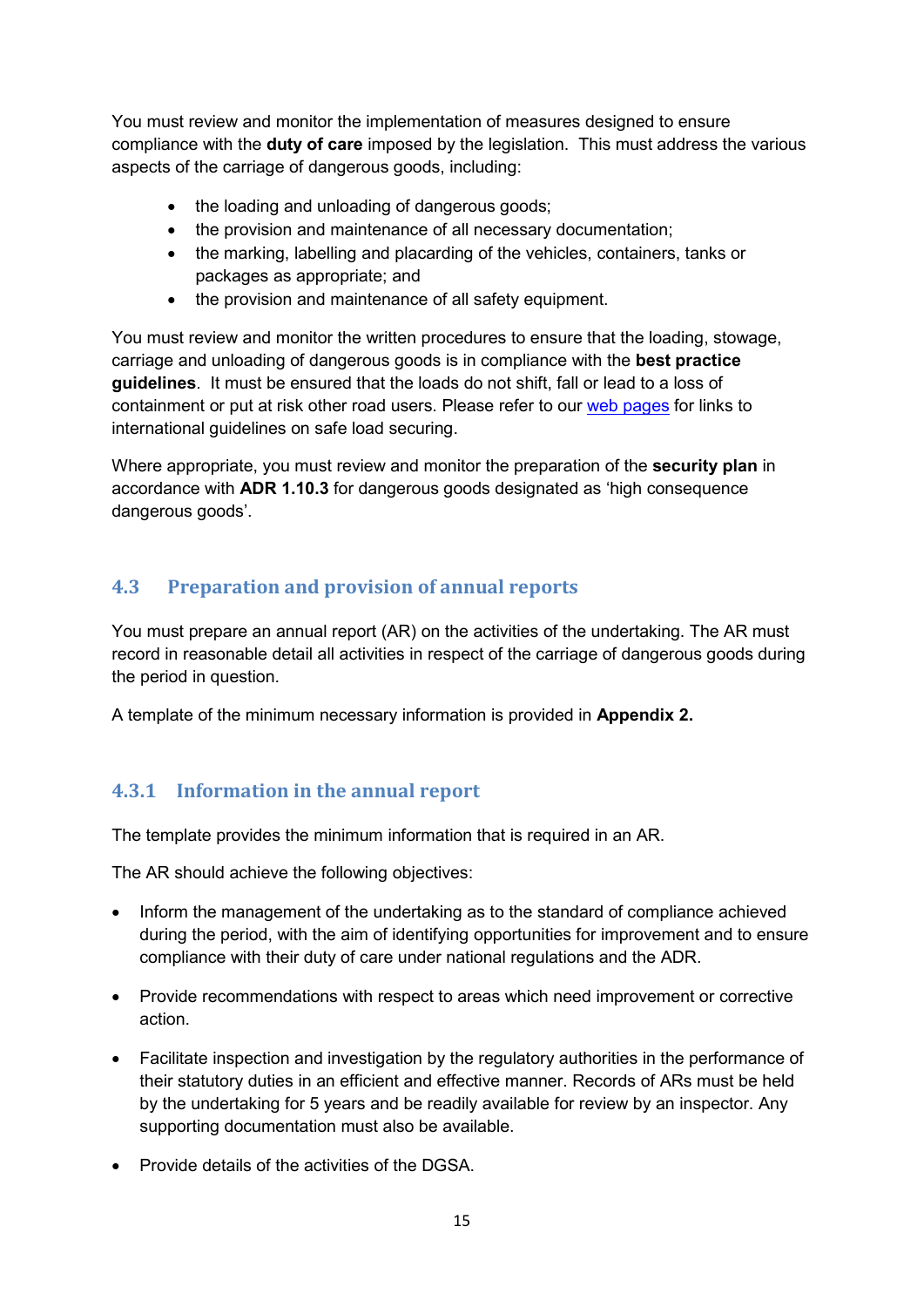You must review and monitor the implementation of measures designed to ensure compliance with the **duty of care** imposed by the legislation. This must address the various aspects of the carriage of dangerous goods, including:

- the loading and unloading of dangerous goods;
- the provision and maintenance of all necessary documentation;
- the marking, labelling and placarding of the vehicles, containers, tanks or packages as appropriate; and
- the provision and maintenance of all safety equipment.

You must review and monitor the written procedures to ensure that the loading, stowage, carriage and unloading of dangerous goods is in compliance with the **best practice guidelines**. It must be ensured that the loads do not shift, fall or lead to a loss of containment or put at risk other road users. Please refer to our web pages for links to international guidelines on safe load securing.

Where appropriate, you must review and monitor the preparation of the **security plan** in accordance with **ADR 1.10.3** for dangerous goods designated as 'high consequence dangerous goods'.

## 4.3 Preparation and provision of annual reports

You must prepare an annual report (AR) on the activities of the undertaking. The AR must record in reasonable detail all activities in respect of the carriage of dangerous goods during the period in question.

A template of the minimum necessary information is provided in **Appendix 2.**

### 4.3.1 Information in the annual report

The template provides the minimum information that is required in an AR.

The AR should achieve the following objectives:

- Inform the management of the undertaking as to the standard of compliance achieved during the period, with the aim of identifying opportunities for improvement and to ensure compliance with their duty of care under national regulations and the ADR.
- Provide recommendations with respect to areas which need improvement or corrective action.
- Facilitate inspection and investigation by the regulatory authorities in the performance of their statutory duties in an efficient and effective manner. Records of ARs must be held by the undertaking for 5 years and be readily available for review by an inspector. Any supporting documentation must also be available.
- Provide details of the activities of the DGSA.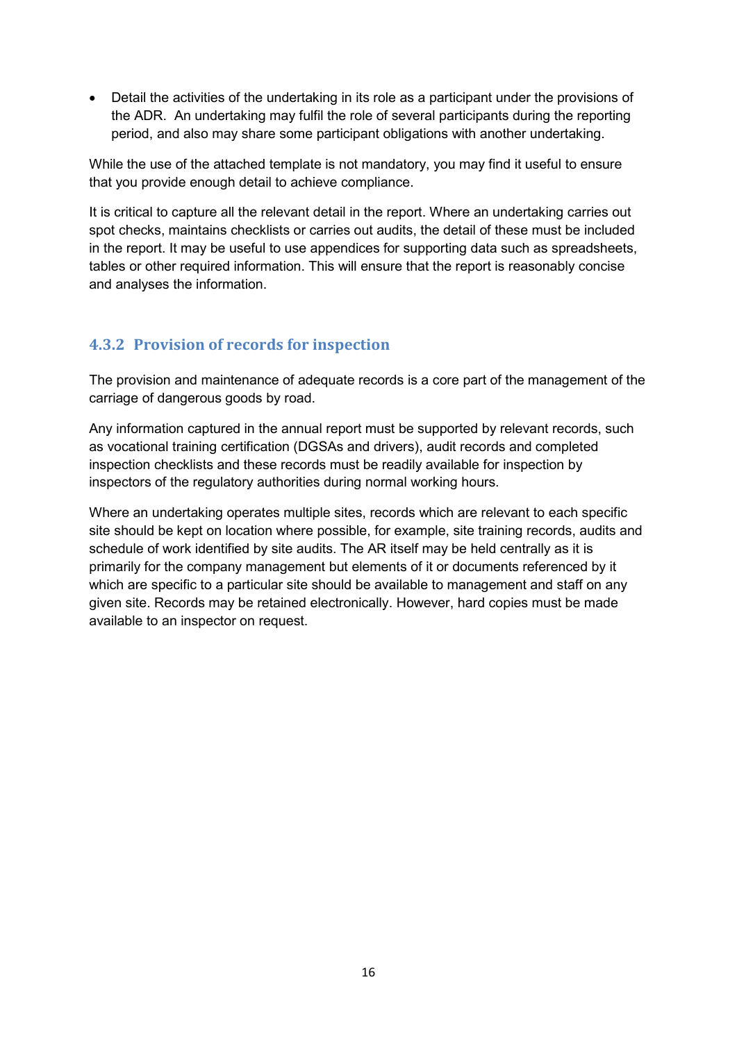- Detail the activities of the undertaking in its role as a participant under the provisions of the ADR. An undertaking may fulfil the role of several participants during the reporting period, and also may share some participant obligations with another undertaking.

While the use of the attached template is not mandatory, you may find it useful to ensure that you provide enough detail to achieve compliance.

It is critical to capture all the relevant detail in the report. Where an undertaking carries out spot checks, maintains checklists or carries out audits, the detail of these must be included in the report. It may be useful to use appendices for supporting data such as spreadsheets, tables or other required information. This will ensure that the report is reasonably concise and analyses the information.

### 4.3.2 Provision of records for inspection

The provision and maintenance of adequate records is a core part of the management of the carriage of dangerous goods by road.

Any information captured in the annual report must be supported by relevant records, such as vocational training certification (DGSAs and drivers), audit records and completed inspection checklists and these records must be readily available for inspection by inspectors of the regulatory authorities during normal working hours.

Where an undertaking operates multiple sites, records which are relevant to each specific site should be kept on location where possible, for example, site training records, audits and schedule of work identified by site audits. The AR itself may be held centrally as it is primarily for the company management but elements of it or documents referenced by it which are specific to a particular site should be available to management and staff on any given site. Records may be retained electronically. However, hard copies must be made available to an inspector on request.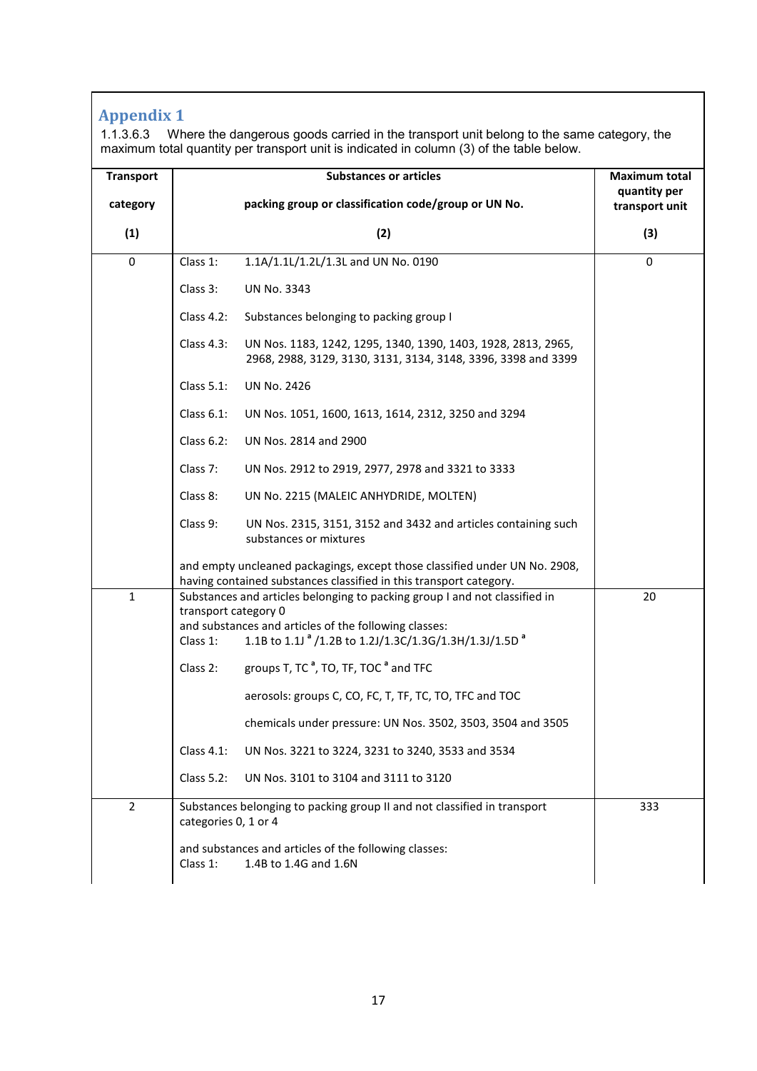## Appendix 1

1.1.3.6.3 Where the dangerous goods carried in the transport unit belong to the same category, the maximum total quantity per transport unit is indicated in column (3) of the table below.

| Transport category (1) | Substances or articles packing group or classification code/group or UN No. (2) | Maximum total quantity per transport unit (3) |
|---|---|---|
| 0 | Class 1: 1.1A/1.1L/1.2L/1.3L and UN No. 0190<br><br>Class 3: UN No. 3343<br><br>Class 4.2: Substances belonging to packing group I<br><br>Class 4.3: UN Nos. 1183, 1242, 1295, 1340, 1390, 1403, 1928, 2813, 2965, 2968, 2988, 3129, 3130, 3131, 3134, 3148, 3396, 3398 and 3399<br><br>Class 5.1: UN No. 2426<br><br>Class 6.1: UN Nos. 1051, 1600, 1613, 1614, 2312, 3250 and 3294<br><br>Class 6.2: UN Nos. 2814 and 2900<br><br>Class 7: UN Nos. 2912 to 2919, 2977, 2978 and 3321 to 3333<br><br>Class 8: UN No. 2215 (MALEIC ANHYDRIDE, MOLTEN)<br><br>Class 9: UN Nos. 2315, 3151, 3152 and 3432 and articles containing such substances or mixtures<br><br>and empty uncleaned packagings, except those classified under UN No. 2908, having contained substances classified in this transport category. | 0 |
| 1 | Substances and articles belonging to packing group I and not classified in transport category 0<br>and substances and articles of the following classes:<br>Class 1: 1.1B to 1.1J [a] /1.2B to 1.2J/1.3C/1.3G/1.3H/1.3J/1.5D [a]<br><br>Class 2: groups T, TC [a], TO, TF, TOC [a] and TFC<br><br>aerosols: groups C, CO, FC, T, TF, TC, TO, TFC and TOC<br><br>chemicals under pressure: UN Nos. 3502, 3503, 3504 and 3505<br><br>Class 4.1: UN Nos. 3221 to 3224, 3231 to 3240, 3533 and 3534<br><br>Class 5.2: UN Nos. 3101 to 3104 and 3111 to 3120 | 20 |
| 2 | Substances belonging to packing group II and not classified in transport categories 0, 1 or 4<br><br>and substances and articles of the following classes:<br>Class 1: 1.4B to 1.4G and 1.6N | 333 |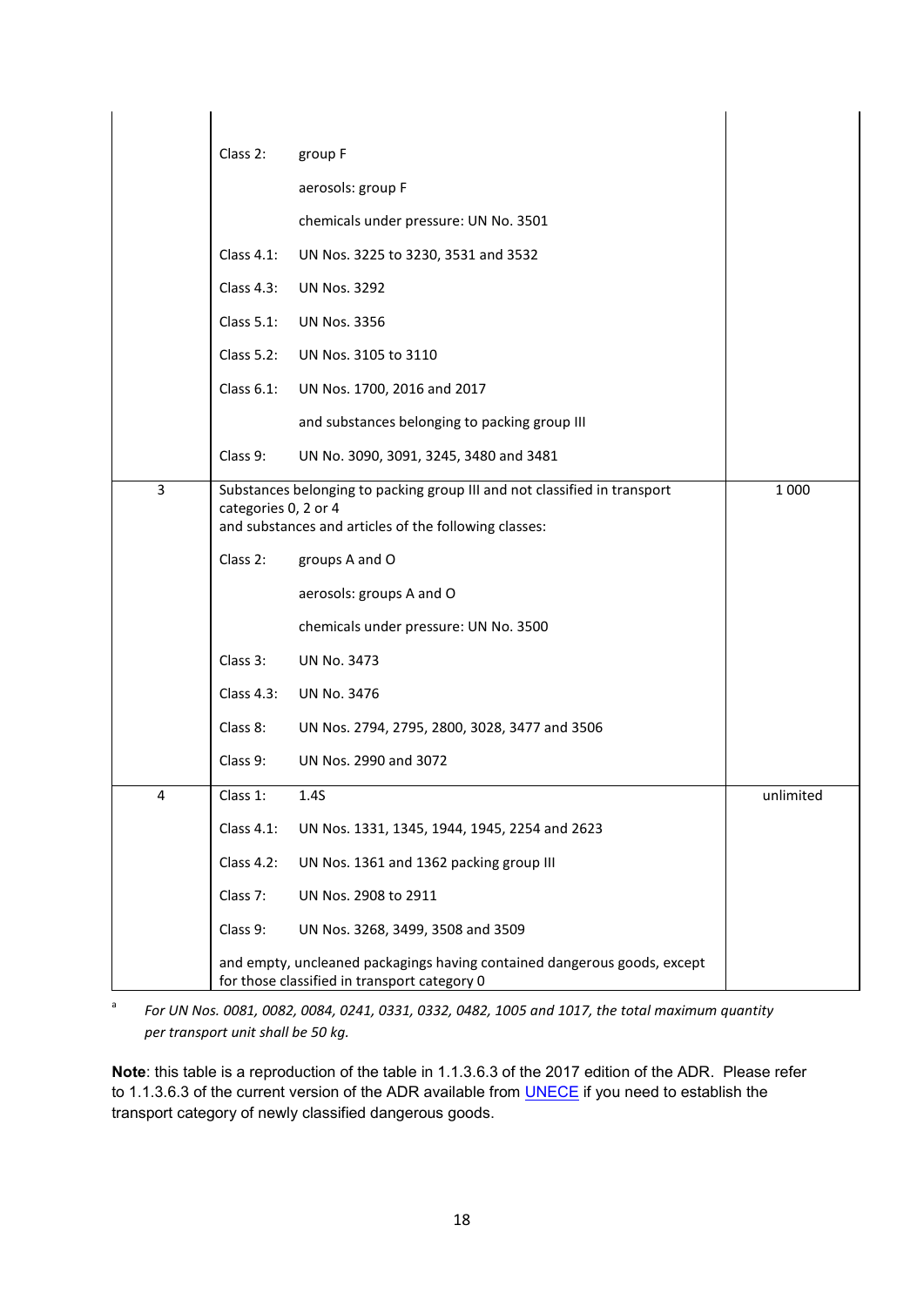| | | |
|---|---|---|
| | Class 2: group F | |
| | aerosols: group F | |
| | chemicals under pressure: UN No. 3501 | |
| | Class 4.1: UN Nos. 3225 to 3230, 3531 and 3532 | |
| | Class 4.3: UN Nos. 3292 | |
| | Class 5.1: UN Nos. 3356 | |
| | Class 5.2: UN Nos. 3105 to 3110 | |
| | Class 6.1: UN Nos. 1700, 2016 and 2017 | |
| | and substances belonging to packing group III | |
| | Class 9: UN No. 3090, 3091, 3245, 3480 and 3481 | |
| 3 | Substances belonging to packing group III and not classified in transport categories 0, 2 or 4 and substances and articles of the following classes: | 1 000 |
| | Class 2: groups A and O | |
| | aerosols: groups A and O | |
| | chemicals under pressure: UN No. 3500 | |
| | Class 3: UN No. 3473 | |
| | Class 4.3: UN No. 3476 | |
| | Class 8: UN Nos. 2794, 2795, 2800, 3028, 3477 and 3506 | |
| | Class 9: UN Nos. 2990 and 3072 | |
| 4 | Class 1: 1.4S | unlimited |
| | Class 4.1: UN Nos. 1331, 1345, 1944, 1945, 2254 and 2623 | |
| | Class 4.2: UN Nos. 1361 and 1362 packing group III | |
| | Class 7: UN Nos. 2908 to 2911 | |
| | Class 9: UN Nos. 3268, 3499, 3508 and 3509 | |
| | and empty, uncleaned packagings having contained dangerous goods, except for those classified in transport category 0 | |

[a] *For UN Nos. 0081, 0082, 0084, 0241, 0331, 0332, 0482, 1005 and 1017, the total maximum quantity per transport unit shall be 50 kg.*

**Note**: this table is a reproduction of the table in 1.1.3.6.3 of the 2017 edition of the ADR. Please refer to 1.1.3.6.3 of the current version of the ADR available from UNECE if you need to establish the transport category of newly classified dangerous goods.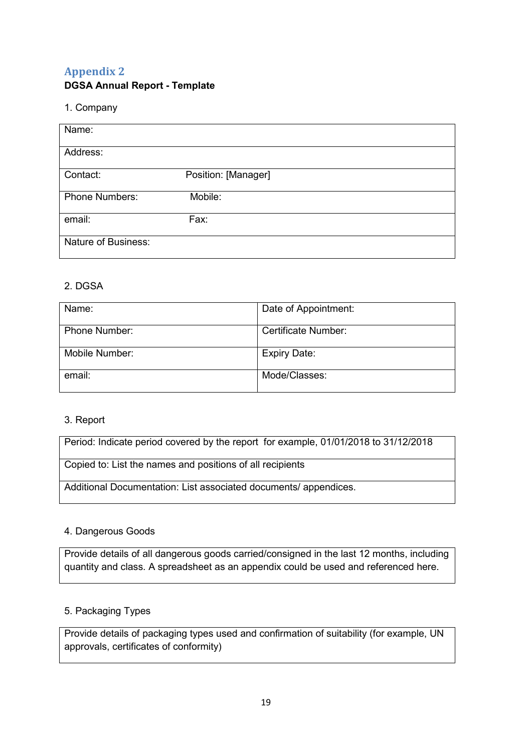## Appendix 2

**DGSA Annual Report - Template**

1. Company

| Name: | |
|---|---|
| Address: | |
| Contact: | Position: [Manager] |
| Phone Numbers: | Mobile: |
| email: | Fax: |
| Nature of Business: | |

2. DGSA

| Name: | Date of Appointment: |
|---|---|
| Phone Number: | Certificate Number: |
| Mobile Number: | Expiry Date: |
| email: | Mode/Classes: |

3. Report

| Period: Indicate period covered by the report for example, 01/01/2018 to 31/12/2018 |
|---|
| Copied to: List the names and positions of all recipients |
| Additional Documentation: List associated documents/ appendices. |

4. Dangerous Goods

| Provide details of all dangerous goods carried/consigned in the last 12 months, including quantity and class. A spreadsheet as an appendix could be used and referenced here. |
|---|

5. Packaging Types

| Provide details of packaging types used and confirmation of suitability (for example, UN approvals, certificates of conformity) |
|---|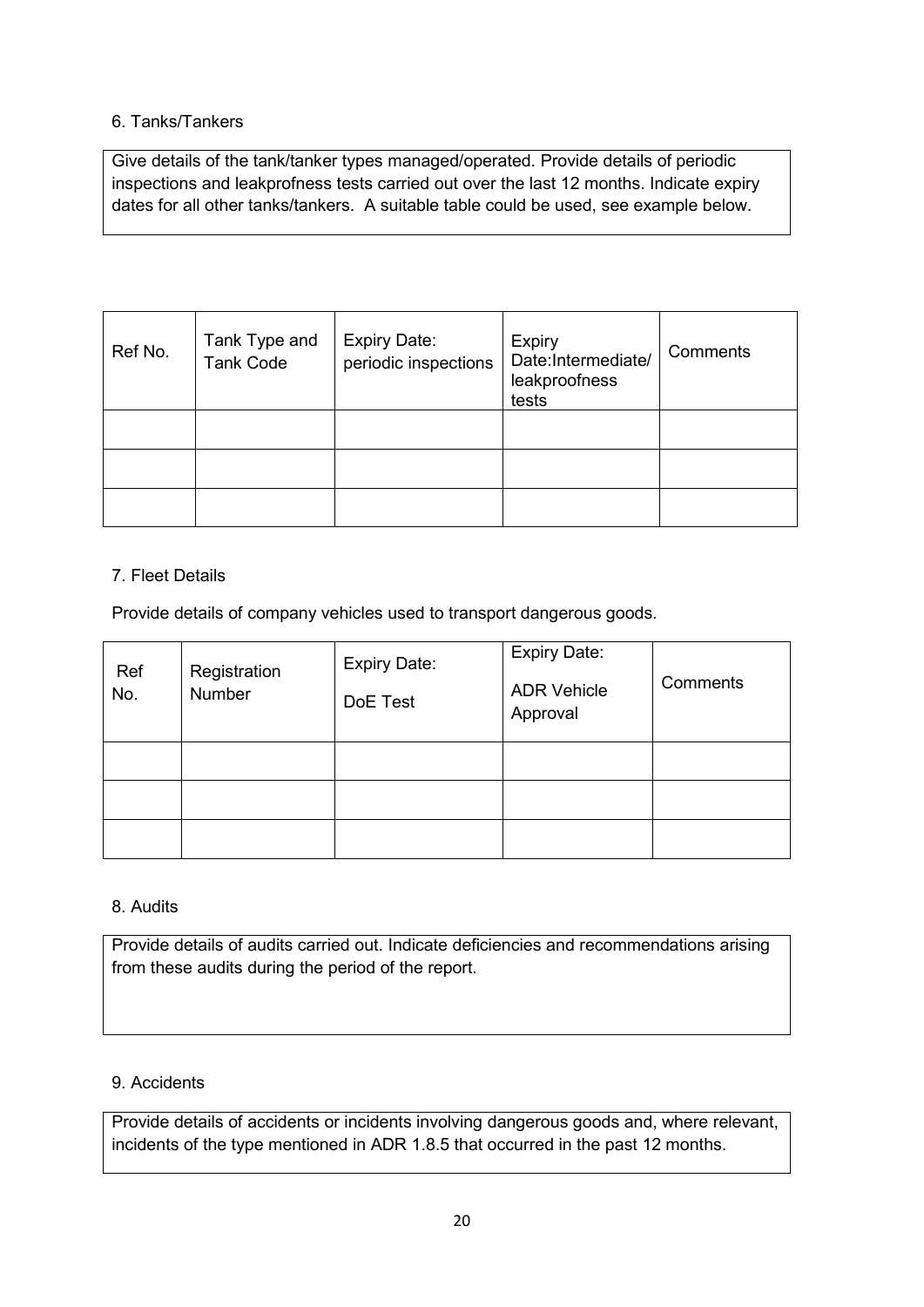## 6. Tanks/Tankers

Give details of the tank/tanker types managed/operated. Provide details of periodic inspections and leakprofness tests carried out over the last 12 months. Indicate expiry dates for all other tanks/tankers. A suitable table could be used, see example below.

| Ref No. | Tank Type and Tank Code | Expiry Date: periodic inspections | Expiry Date:Intermediate/ leakproofness tests | Comments |
|---|---|---|---|---|
| | | | | |
| | | | | |
| | | | | |

## 7. Fleet Details

Provide details of company vehicles used to transport dangerous goods.

| Ref No. | Registration Number | Expiry Date: DoE Test | Expiry Date: ADR Vehicle Approval | Comments |
|---|---|---|---|---|
| | | | | |
| | | | | |
| | | | | |

## 8. Audits

Provide details of audits carried out. Indicate deficiencies and recommendations arising from these audits during the period of the report.

## 9. Accidents

Provide details of accidents or incidents involving dangerous goods and, where relevant, incidents of the type mentioned in ADR 1.8.5 that occurred in the past 12 months.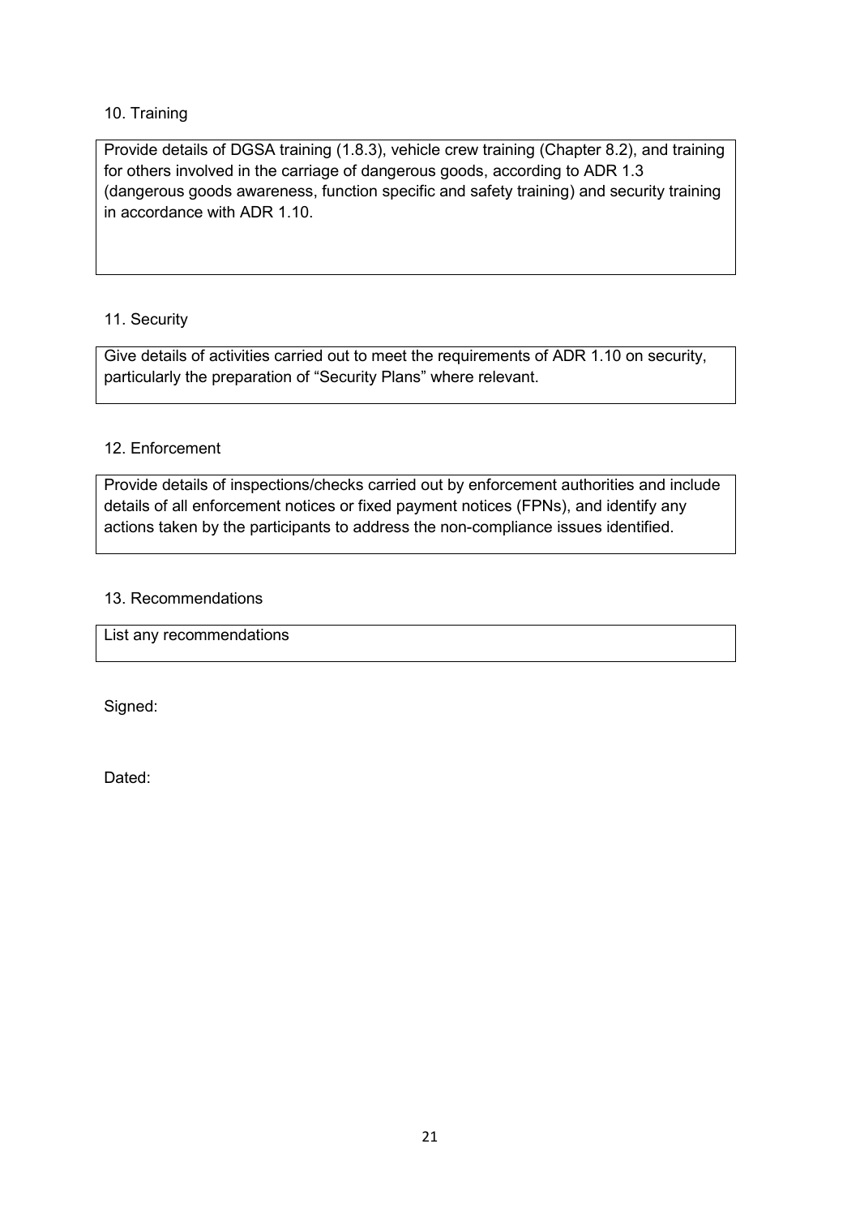10. Training

| |
|---|
| Provide details of DGSA training (1.8.3), vehicle crew training (Chapter 8.2), and training for others involved in the carriage of dangerous goods, according to ADR 1.3 (dangerous goods awareness, function specific and safety training) and security training in accordance with ADR 1.10. |

11. Security

| |
|---|
| Give details of activities carried out to meet the requirements of ADR 1.10 on security, particularly the preparation of "Security Plans" where relevant. |

12. Enforcement

| |
|---|
| Provide details of inspections/checks carried out by enforcement authorities and include details of all enforcement notices or fixed payment notices (FPNs), and identify any actions taken by the participants to address the non-compliance issues identified. |

13. Recommendations

| |
|---|
| List any recommendations |

Signed:

Dated: